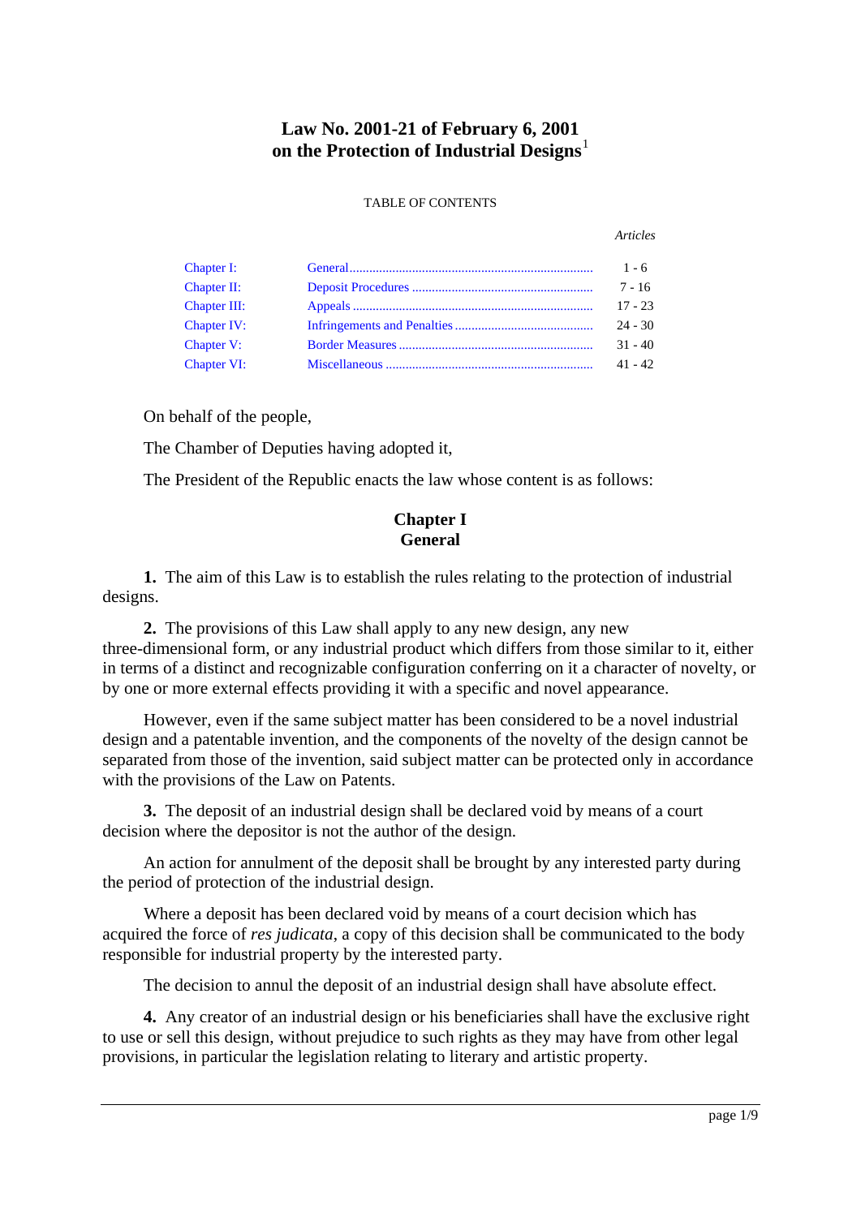# Law No. 2001-21 of February 6, 2001 on the Protection of Industrial Designs[1]

TABLE OF CONTENTS

| | | *Articles* |
|---|---|---|
| Chapter I: | General | 1 - 6 |
| Chapter II: | Deposit Procedures | 7 - 16 |
| Chapter III: | Appeals | 17 - 23 |
| Chapter IV: | Infringements and Penalties | 24 - 30 |
| Chapter V: | Border Measures | 31 - 40 |
| Chapter VI: | Miscellaneous | 41 - 42 |

On behalf of the people,

The Chamber of Deputies having adopted it,

The President of the Republic enacts the law whose content is as follows:

## Chapter I
## General

**1.** The aim of this Law is to establish the rules relating to the protection of industrial designs.

**2.** The provisions of this Law shall apply to any new design, any new three-dimensional form, or any industrial product which differs from those similar to it, either in terms of a distinct and recognizable configuration conferring on it a character of novelty, or by one or more external effects providing it with a specific and novel appearance.

However, even if the same subject matter has been considered to be a novel industrial design and a patentable invention, and the components of the novelty of the design cannot be separated from those of the invention, said subject matter can be protected only in accordance with the provisions of the Law on Patents.

**3.** The deposit of an industrial design shall be declared void by means of a court decision where the depositor is not the author of the design.

An action for annulment of the deposit shall be brought by any interested party during the period of protection of the industrial design.

Where a deposit has been declared void by means of a court decision which has acquired the force of *res judicata*, a copy of this decision shall be communicated to the body responsible for industrial property by the interested party.

The decision to annul the deposit of an industrial design shall have absolute effect.

**4.** Any creator of an industrial design or his beneficiaries shall have the exclusive right to use or sell this design, without prejudice to such rights as they may have from other legal provisions, in particular the legislation relating to literary and artistic property.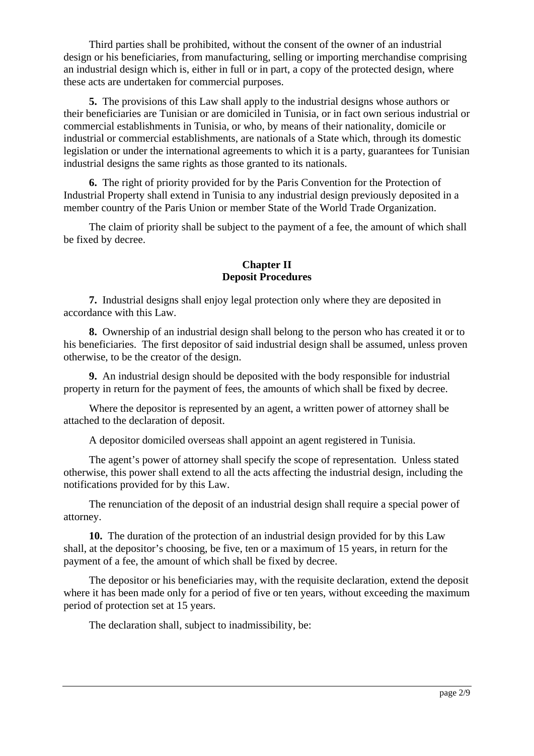Third parties shall be prohibited, without the consent of the owner of an industrial design or his beneficiaries, from manufacturing, selling or importing merchandise comprising an industrial design which is, either in full or in part, a copy of the protected design, where these acts are undertaken for commercial purposes.

**5.** The provisions of this Law shall apply to the industrial designs whose authors or their beneficiaries are Tunisian or are domiciled in Tunisia, or in fact own serious industrial or commercial establishments in Tunisia, or who, by means of their nationality, domicile or industrial or commercial establishments, are nationals of a State which, through its domestic legislation or under the international agreements to which it is a party, guarantees for Tunisian industrial designs the same rights as those granted to its nationals.

**6.** The right of priority provided for by the Paris Convention for the Protection of Industrial Property shall extend in Tunisia to any industrial design previously deposited in a member country of the Paris Union or member State of the World Trade Organization.

The claim of priority shall be subject to the payment of a fee, the amount of which shall be fixed by decree.

## Chapter II
## Deposit Procedures

**7.** Industrial designs shall enjoy legal protection only where they are deposited in accordance with this Law.

**8.** Ownership of an industrial design shall belong to the person who has created it or to his beneficiaries. The first depositor of said industrial design shall be assumed, unless proven otherwise, to be the creator of the design.

**9.** An industrial design should be deposited with the body responsible for industrial property in return for the payment of fees, the amounts of which shall be fixed by decree.

Where the depositor is represented by an agent, a written power of attorney shall be attached to the declaration of deposit.

A depositor domiciled overseas shall appoint an agent registered in Tunisia.

The agent's power of attorney shall specify the scope of representation. Unless stated otherwise, this power shall extend to all the acts affecting the industrial design, including the notifications provided for by this Law.

The renunciation of the deposit of an industrial design shall require a special power of attorney.

**10.** The duration of the protection of an industrial design provided for by this Law shall, at the depositor's choosing, be five, ten or a maximum of 15 years, in return for the payment of a fee, the amount of which shall be fixed by decree.

The depositor or his beneficiaries may, with the requisite declaration, extend the deposit where it has been made only for a period of five or ten years, without exceeding the maximum period of protection set at 15 years.

The declaration shall, subject to inadmissibility, be: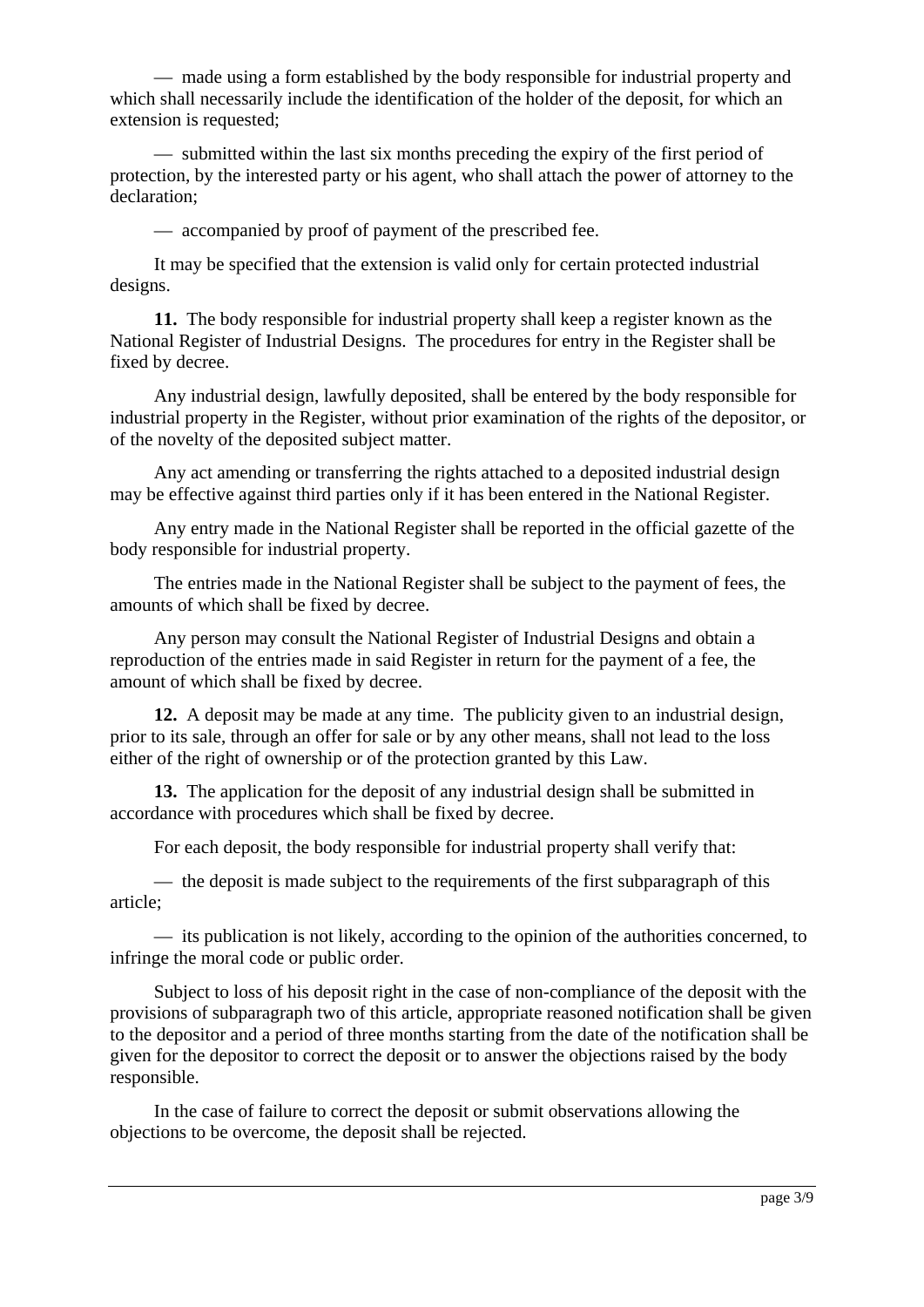— made using a form established by the body responsible for industrial property and which shall necessarily include the identification of the holder of the deposit, for which an extension is requested;

— submitted within the last six months preceding the expiry of the first period of protection, by the interested party or his agent, who shall attach the power of attorney to the declaration;

— accompanied by proof of payment of the prescribed fee.

It may be specified that the extension is valid only for certain protected industrial designs.

**11.** The body responsible for industrial property shall keep a register known as the National Register of Industrial Designs. The procedures for entry in the Register shall be fixed by decree.

Any industrial design, lawfully deposited, shall be entered by the body responsible for industrial property in the Register, without prior examination of the rights of the depositor, or of the novelty of the deposited subject matter.

Any act amending or transferring the rights attached to a deposited industrial design may be effective against third parties only if it has been entered in the National Register.

Any entry made in the National Register shall be reported in the official gazette of the body responsible for industrial property.

The entries made in the National Register shall be subject to the payment of fees, the amounts of which shall be fixed by decree.

Any person may consult the National Register of Industrial Designs and obtain a reproduction of the entries made in said Register in return for the payment of a fee, the amount of which shall be fixed by decree.

**12.** A deposit may be made at any time. The publicity given to an industrial design, prior to its sale, through an offer for sale or by any other means, shall not lead to the loss either of the right of ownership or of the protection granted by this Law.

**13.** The application for the deposit of any industrial design shall be submitted in accordance with procedures which shall be fixed by decree.

For each deposit, the body responsible for industrial property shall verify that:

— the deposit is made subject to the requirements of the first subparagraph of this article;

— its publication is not likely, according to the opinion of the authorities concerned, to infringe the moral code or public order.

Subject to loss of his deposit right in the case of non-compliance of the deposit with the provisions of subparagraph two of this article, appropriate reasoned notification shall be given to the depositor and a period of three months starting from the date of the notification shall be given for the depositor to correct the deposit or to answer the objections raised by the body responsible.

In the case of failure to correct the deposit or submit observations allowing the objections to be overcome, the deposit shall be rejected.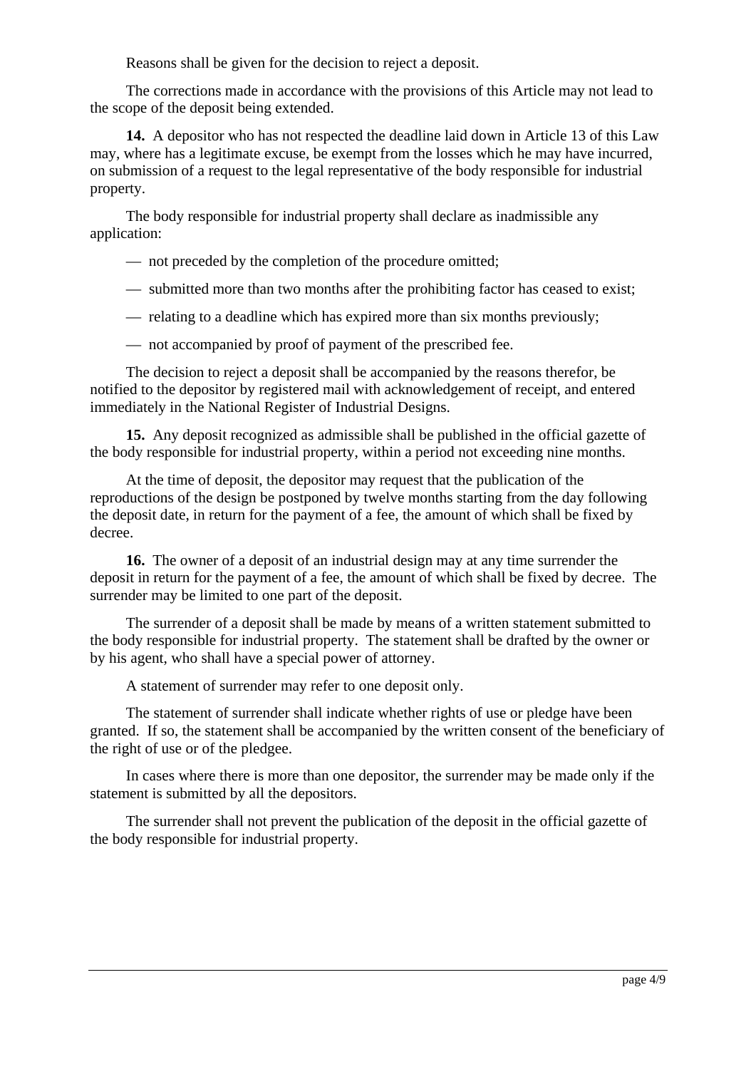Reasons shall be given for the decision to reject a deposit.

The corrections made in accordance with the provisions of this Article may not lead to the scope of the deposit being extended.

**14.** A depositor who has not respected the deadline laid down in Article 13 of this Law may, where has a legitimate excuse, be exempt from the losses which he may have incurred, on submission of a request to the legal representative of the body responsible for industrial property.

The body responsible for industrial property shall declare as inadmissible any application:

— not preceded by the completion of the procedure omitted;

— submitted more than two months after the prohibiting factor has ceased to exist;

— relating to a deadline which has expired more than six months previously;

— not accompanied by proof of payment of the prescribed fee.

The decision to reject a deposit shall be accompanied by the reasons therefor, be notified to the depositor by registered mail with acknowledgement of receipt, and entered immediately in the National Register of Industrial Designs.

**15.** Any deposit recognized as admissible shall be published in the official gazette of the body responsible for industrial property, within a period not exceeding nine months.

At the time of deposit, the depositor may request that the publication of the reproductions of the design be postponed by twelve months starting from the day following the deposit date, in return for the payment of a fee, the amount of which shall be fixed by decree.

**16.** The owner of a deposit of an industrial design may at any time surrender the deposit in return for the payment of a fee, the amount of which shall be fixed by decree. The surrender may be limited to one part of the deposit.

The surrender of a deposit shall be made by means of a written statement submitted to the body responsible for industrial property. The statement shall be drafted by the owner or by his agent, who shall have a special power of attorney.

A statement of surrender may refer to one deposit only.

The statement of surrender shall indicate whether rights of use or pledge have been granted. If so, the statement shall be accompanied by the written consent of the beneficiary of the right of use or of the pledgee.

In cases where there is more than one depositor, the surrender may be made only if the statement is submitted by all the depositors.

The surrender shall not prevent the publication of the deposit in the official gazette of the body responsible for industrial property.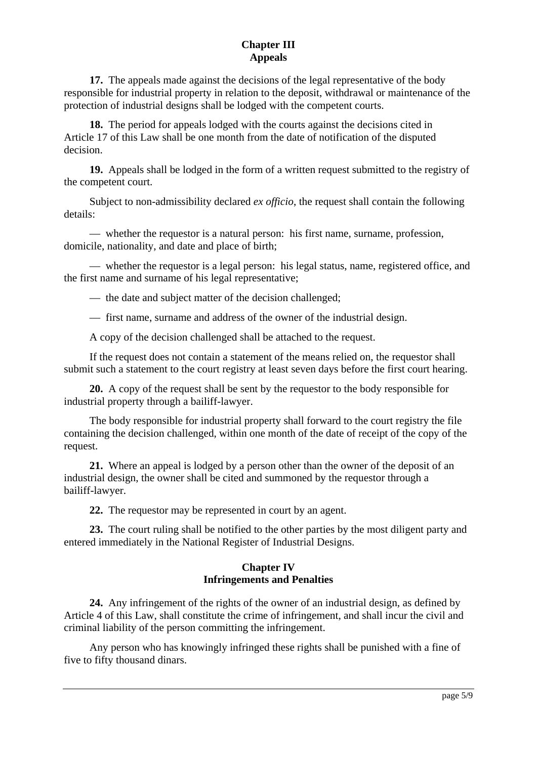## Chapter III
## Appeals

**17.** The appeals made against the decisions of the legal representative of the body responsible for industrial property in relation to the deposit, withdrawal or maintenance of the protection of industrial designs shall be lodged with the competent courts.

**18.** The period for appeals lodged with the courts against the decisions cited in Article 17 of this Law shall be one month from the date of notification of the disputed decision.

**19.** Appeals shall be lodged in the form of a written request submitted to the registry of the competent court.

Subject to non-admissibility declared *ex officio*, the request shall contain the following details:

— whether the requestor is a natural person: his first name, surname, profession, domicile, nationality, and date and place of birth;

— whether the requestor is a legal person: his legal status, name, registered office, and the first name and surname of his legal representative;

— the date and subject matter of the decision challenged;

— first name, surname and address of the owner of the industrial design.

A copy of the decision challenged shall be attached to the request.

If the request does not contain a statement of the means relied on, the requestor shall submit such a statement to the court registry at least seven days before the first court hearing.

**20.** A copy of the request shall be sent by the requestor to the body responsible for industrial property through a bailiff-lawyer.

The body responsible for industrial property shall forward to the court registry the file containing the decision challenged, within one month of the date of receipt of the copy of the request.

**21.** Where an appeal is lodged by a person other than the owner of the deposit of an industrial design, the owner shall be cited and summoned by the requestor through a bailiff-lawyer.

**22.** The requestor may be represented in court by an agent.

**23.** The court ruling shall be notified to the other parties by the most diligent party and entered immediately in the National Register of Industrial Designs.

## Chapter IV
## Infringements and Penalties

**24.** Any infringement of the rights of the owner of an industrial design, as defined by Article 4 of this Law, shall constitute the crime of infringement, and shall incur the civil and criminal liability of the person committing the infringement.

Any person who has knowingly infringed these rights shall be punished with a fine of five to fifty thousand dinars.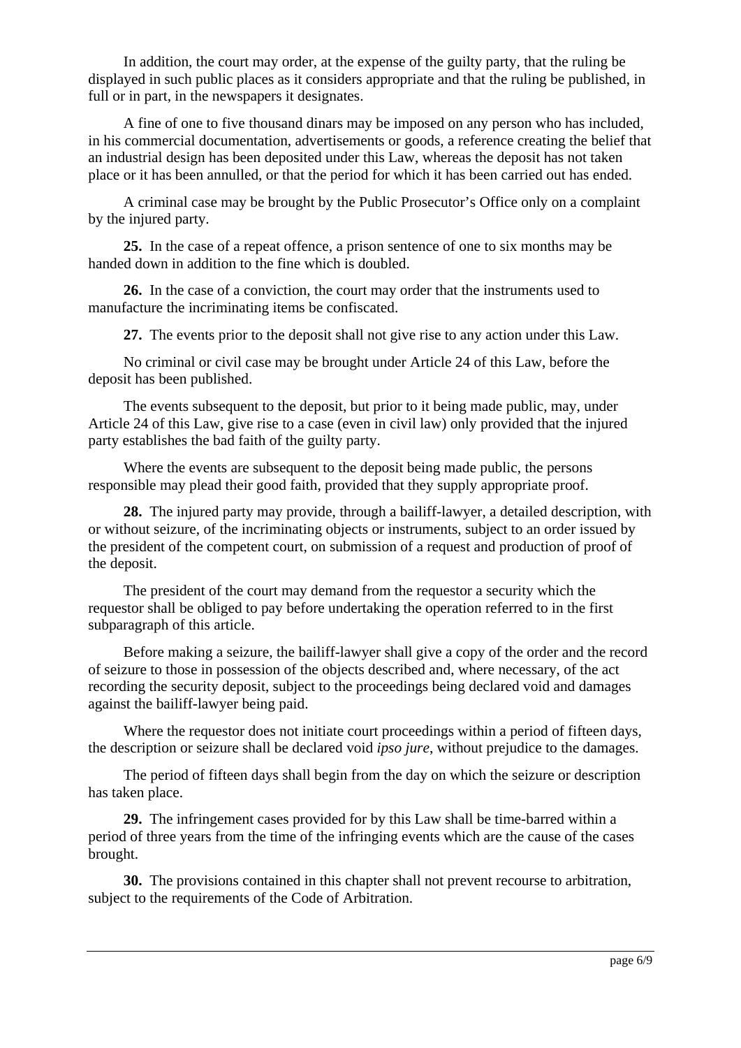In addition, the court may order, at the expense of the guilty party, that the ruling be displayed in such public places as it considers appropriate and that the ruling be published, in full or in part, in the newspapers it designates.

A fine of one to five thousand dinars may be imposed on any person who has included, in his commercial documentation, advertisements or goods, a reference creating the belief that an industrial design has been deposited under this Law, whereas the deposit has not taken place or it has been annulled, or that the period for which it has been carried out has ended.

A criminal case may be brought by the Public Prosecutor's Office only on a complaint by the injured party.

**25.** In the case of a repeat offence, a prison sentence of one to six months may be handed down in addition to the fine which is doubled.

**26.** In the case of a conviction, the court may order that the instruments used to manufacture the incriminating items be confiscated.

**27.** The events prior to the deposit shall not give rise to any action under this Law.

No criminal or civil case may be brought under Article 24 of this Law, before the deposit has been published.

The events subsequent to the deposit, but prior to it being made public, may, under Article 24 of this Law, give rise to a case (even in civil law) only provided that the injured party establishes the bad faith of the guilty party.

Where the events are subsequent to the deposit being made public, the persons responsible may plead their good faith, provided that they supply appropriate proof.

**28.** The injured party may provide, through a bailiff-lawyer, a detailed description, with or without seizure, of the incriminating objects or instruments, subject to an order issued by the president of the competent court, on submission of a request and production of proof of the deposit.

The president of the court may demand from the requestor a security which the requestor shall be obliged to pay before undertaking the operation referred to in the first subparagraph of this article.

Before making a seizure, the bailiff-lawyer shall give a copy of the order and the record of seizure to those in possession of the objects described and, where necessary, of the act recording the security deposit, subject to the proceedings being declared void and damages against the bailiff-lawyer being paid.

Where the requestor does not initiate court proceedings within a period of fifteen days, the description or seizure shall be declared void *ipso jure*, without prejudice to the damages.

The period of fifteen days shall begin from the day on which the seizure or description has taken place.

**29.** The infringement cases provided for by this Law shall be time-barred within a period of three years from the time of the infringing events which are the cause of the cases brought.

**30.** The provisions contained in this chapter shall not prevent recourse to arbitration, subject to the requirements of the Code of Arbitration.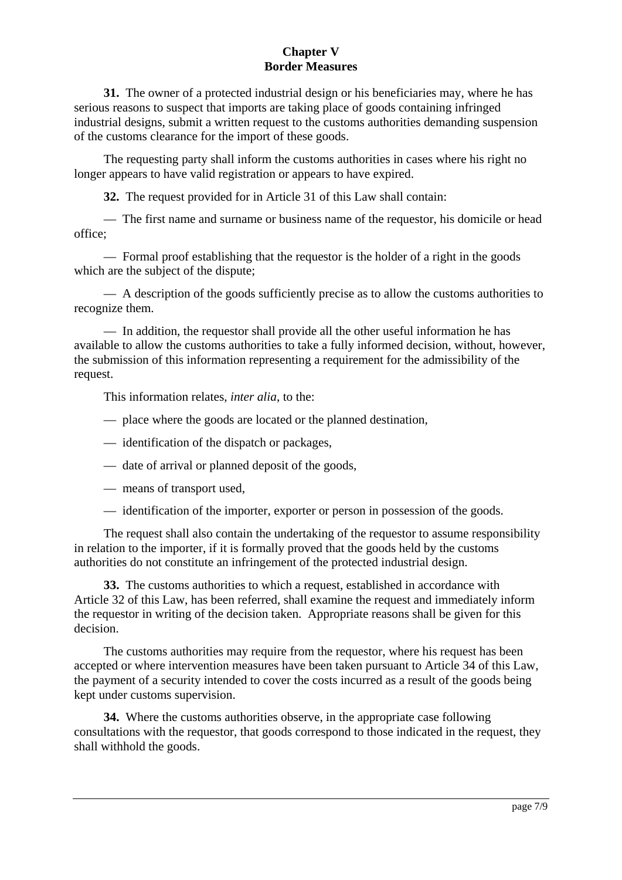## Chapter V
## Border Measures

**31.** The owner of a protected industrial design or his beneficiaries may, where he has serious reasons to suspect that imports are taking place of goods containing infringed industrial designs, submit a written request to the customs authorities demanding suspension of the customs clearance for the import of these goods.

The requesting party shall inform the customs authorities in cases where his right no longer appears to have valid registration or appears to have expired.

**32.** The request provided for in Article 31 of this Law shall contain:

— The first name and surname or business name of the requestor, his domicile or head office;

— Formal proof establishing that the requestor is the holder of a right in the goods which are the subject of the dispute;

— A description of the goods sufficiently precise as to allow the customs authorities to recognize them.

— In addition, the requestor shall provide all the other useful information he has available to allow the customs authorities to take a fully informed decision, without, however, the submission of this information representing a requirement for the admissibility of the request.

This information relates, *inter alia*, to the:

— place where the goods are located or the planned destination,

— identification of the dispatch or packages,

— date of arrival or planned deposit of the goods,

— means of transport used,

— identification of the importer, exporter or person in possession of the goods.

The request shall also contain the undertaking of the requestor to assume responsibility in relation to the importer, if it is formally proved that the goods held by the customs authorities do not constitute an infringement of the protected industrial design.

**33.** The customs authorities to which a request, established in accordance with Article 32 of this Law, has been referred, shall examine the request and immediately inform the requestor in writing of the decision taken. Appropriate reasons shall be given for this decision.

The customs authorities may require from the requestor, where his request has been accepted or where intervention measures have been taken pursuant to Article 34 of this Law, the payment of a security intended to cover the costs incurred as a result of the goods being kept under customs supervision.

**34.** Where the customs authorities observe, in the appropriate case following consultations with the requestor, that goods correspond to those indicated in the request, they shall withhold the goods.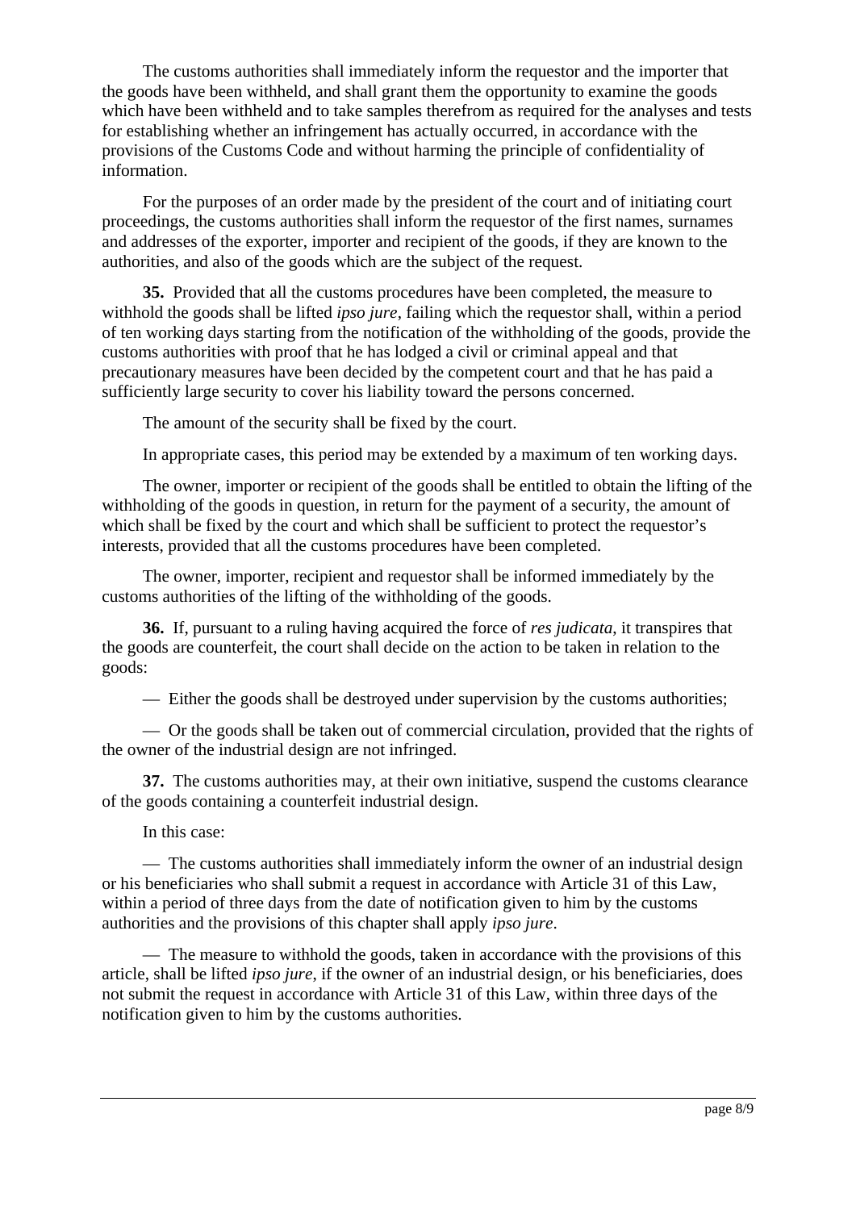The customs authorities shall immediately inform the requestor and the importer that the goods have been withheld, and shall grant them the opportunity to examine the goods which have been withheld and to take samples therefrom as required for the analyses and tests for establishing whether an infringement has actually occurred, in accordance with the provisions of the Customs Code and without harming the principle of confidentiality of information.

For the purposes of an order made by the president of the court and of initiating court proceedings, the customs authorities shall inform the requestor of the first names, surnames and addresses of the exporter, importer and recipient of the goods, if they are known to the authorities, and also of the goods which are the subject of the request.

**35.** Provided that all the customs procedures have been completed, the measure to withhold the goods shall be lifted *ipso jure*, failing which the requestor shall, within a period of ten working days starting from the notification of the withholding of the goods, provide the customs authorities with proof that he has lodged a civil or criminal appeal and that precautionary measures have been decided by the competent court and that he has paid a sufficiently large security to cover his liability toward the persons concerned.

The amount of the security shall be fixed by the court.

In appropriate cases, this period may be extended by a maximum of ten working days.

The owner, importer or recipient of the goods shall be entitled to obtain the lifting of the withholding of the goods in question, in return for the payment of a security, the amount of which shall be fixed by the court and which shall be sufficient to protect the requestor's interests, provided that all the customs procedures have been completed.

The owner, importer, recipient and requestor shall be informed immediately by the customs authorities of the lifting of the withholding of the goods.

**36.** If, pursuant to a ruling having acquired the force of *res judicata*, it transpires that the goods are counterfeit, the court shall decide on the action to be taken in relation to the goods:

— Either the goods shall be destroyed under supervision by the customs authorities;

— Or the goods shall be taken out of commercial circulation, provided that the rights of the owner of the industrial design are not infringed.

**37.** The customs authorities may, at their own initiative, suspend the customs clearance of the goods containing a counterfeit industrial design.

In this case:

— The customs authorities shall immediately inform the owner of an industrial design or his beneficiaries who shall submit a request in accordance with Article 31 of this Law, within a period of three days from the date of notification given to him by the customs authorities and the provisions of this chapter shall apply *ipso jure*.

— The measure to withhold the goods, taken in accordance with the provisions of this article, shall be lifted *ipso jure*, if the owner of an industrial design, or his beneficiaries, does not submit the request in accordance with Article 31 of this Law, within three days of the notification given to him by the customs authorities.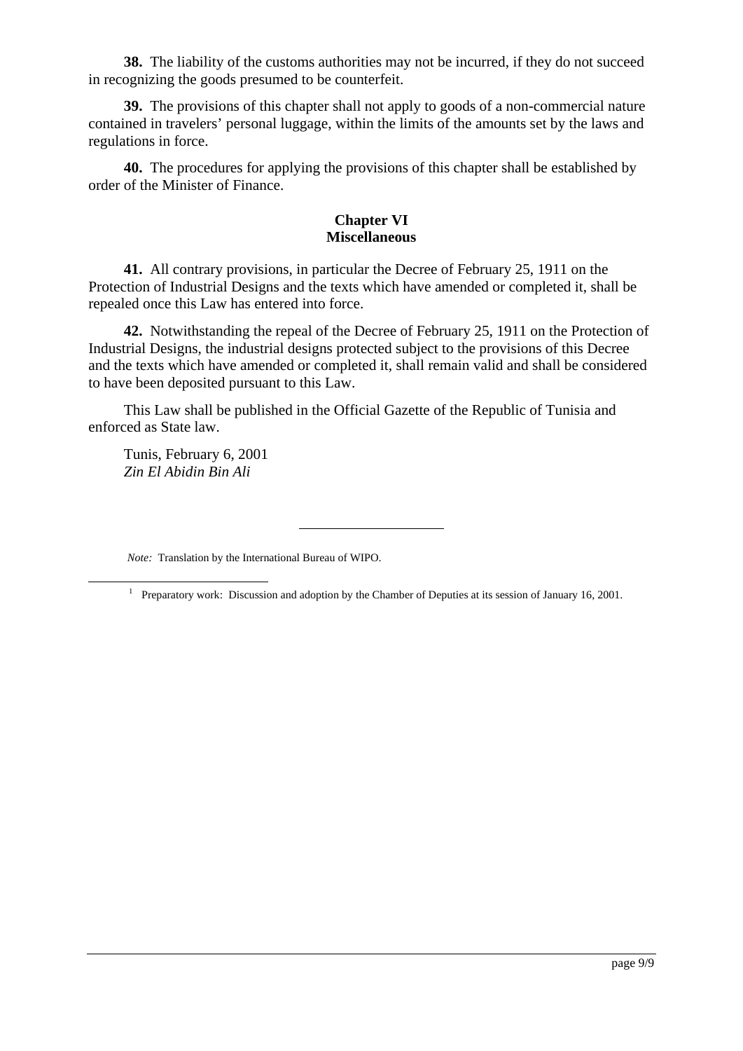**38.** The liability of the customs authorities may not be incurred, if they do not succeed in recognizing the goods presumed to be counterfeit.

**39.** The provisions of this chapter shall not apply to goods of a non-commercial nature contained in travelers' personal luggage, within the limits of the amounts set by the laws and regulations in force.

**40.** The procedures for applying the provisions of this chapter shall be established by order of the Minister of Finance.

## Chapter VI
## Miscellaneous

**41.** All contrary provisions, in particular the Decree of February 25, 1911 on the Protection of Industrial Designs and the texts which have amended or completed it, shall be repealed once this Law has entered into force.

**42.** Notwithstanding the repeal of the Decree of February 25, 1911 on the Protection of Industrial Designs, the industrial designs protected subject to the provisions of this Decree and the texts which have amended or completed it, shall remain valid and shall be considered to have been deposited pursuant to this Law.

This Law shall be published in the Official Gazette of the Republic of Tunisia and enforced as State law.

Tunis, February 6, 2001
*Zin El Abidin Bin Ali*

---

*Note:* Translation by the International Bureau of WIPO.

[1] Preparatory work: Discussion and adoption by the Chamber of Deputies at its session of January 16, 2001.